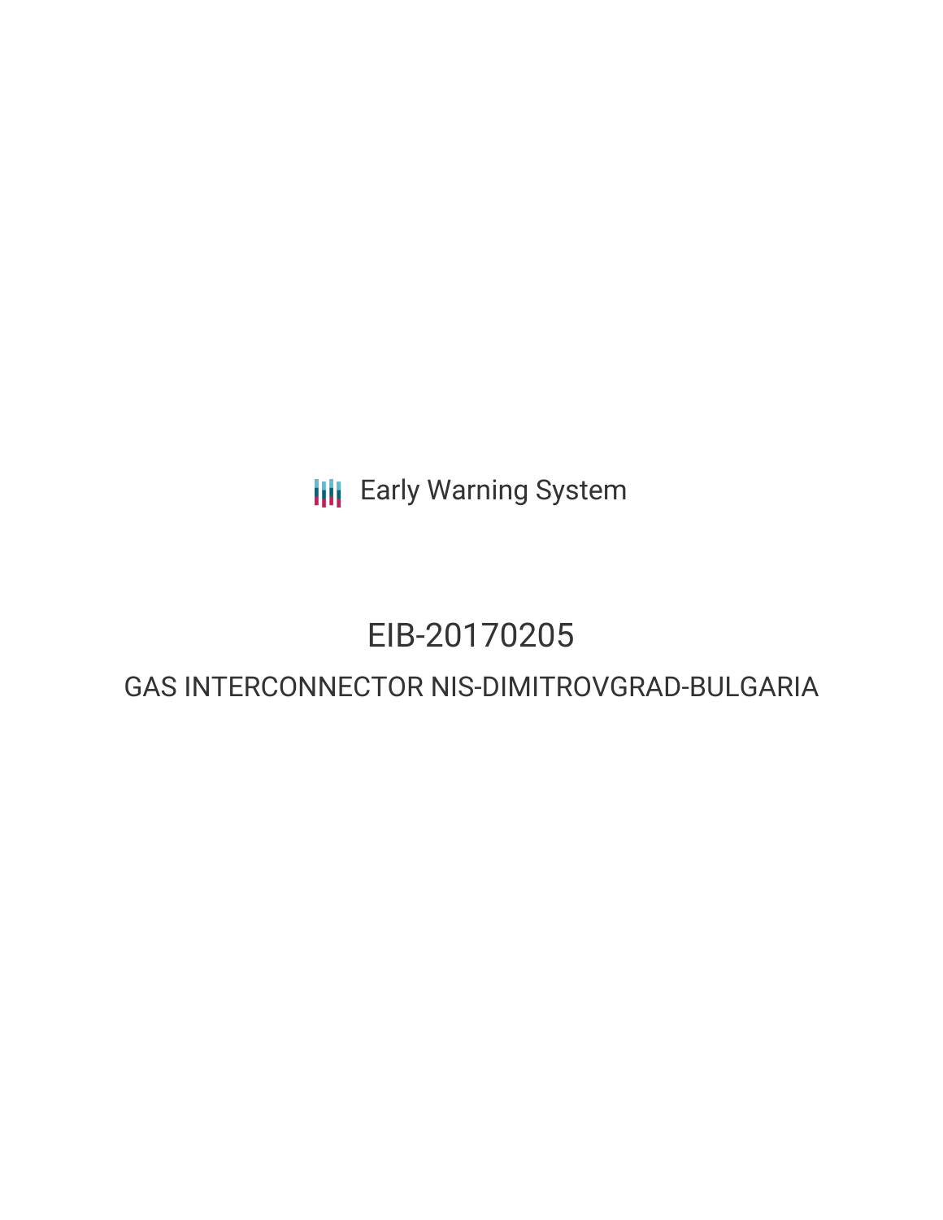Early Warning System

# EIB-20170205

## GAS INTERCONNECTOR NIS-DIMITROVGRAD-BULGARIA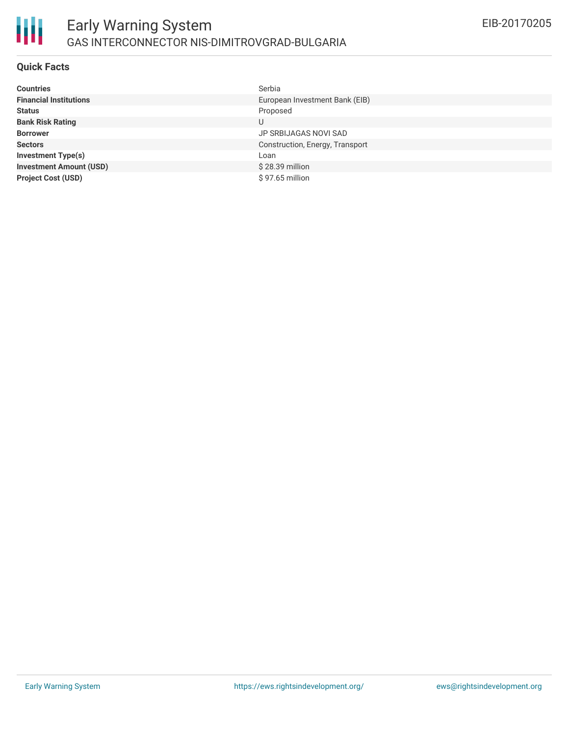# Early Warning System

## GAS INTERCONNECTOR NIS-DIMITROVGRAD-BULGARIA

EIB-20170205

### Quick Facts

| | |
|---|---|
| **Countries** | Serbia |
| **Financial Institutions** | European Investment Bank (EIB) |
| **Status** | Proposed |
| **Bank Risk Rating** | U |
| **Borrower** | JP SRBIJAGAS NOVI SAD |
| **Sectors** | Construction, Energy, Transport |
| **Investment Type(s)** | Loan |
| **Investment Amount (USD)** | $ 28.39 million |
| **Project Cost (USD)** | $ 97.65 million |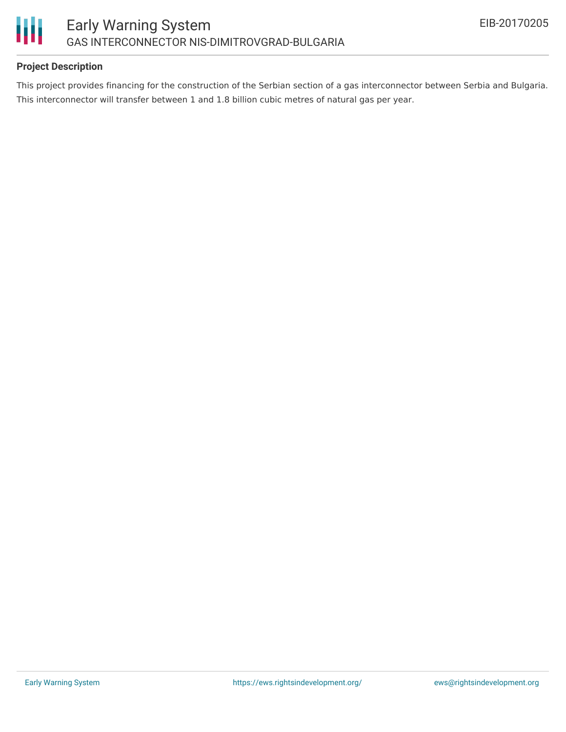## Project Description

This project provides financing for the construction of the Serbian section of a gas interconnector between Serbia and Bulgaria. This interconnector will transfer between 1 and 1.8 billion cubic metres of natural gas per year.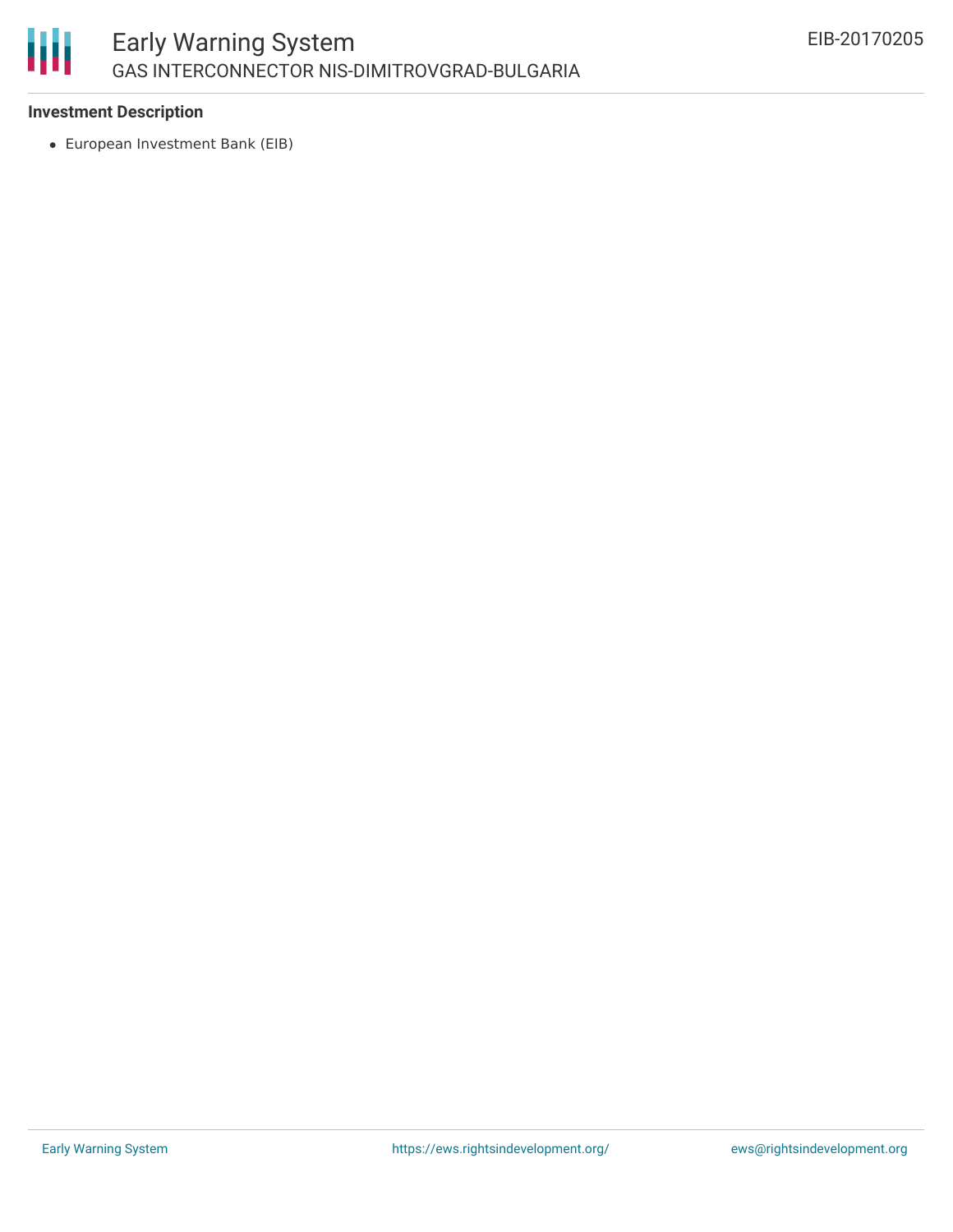**Investment Description**

- European Investment Bank (EIB)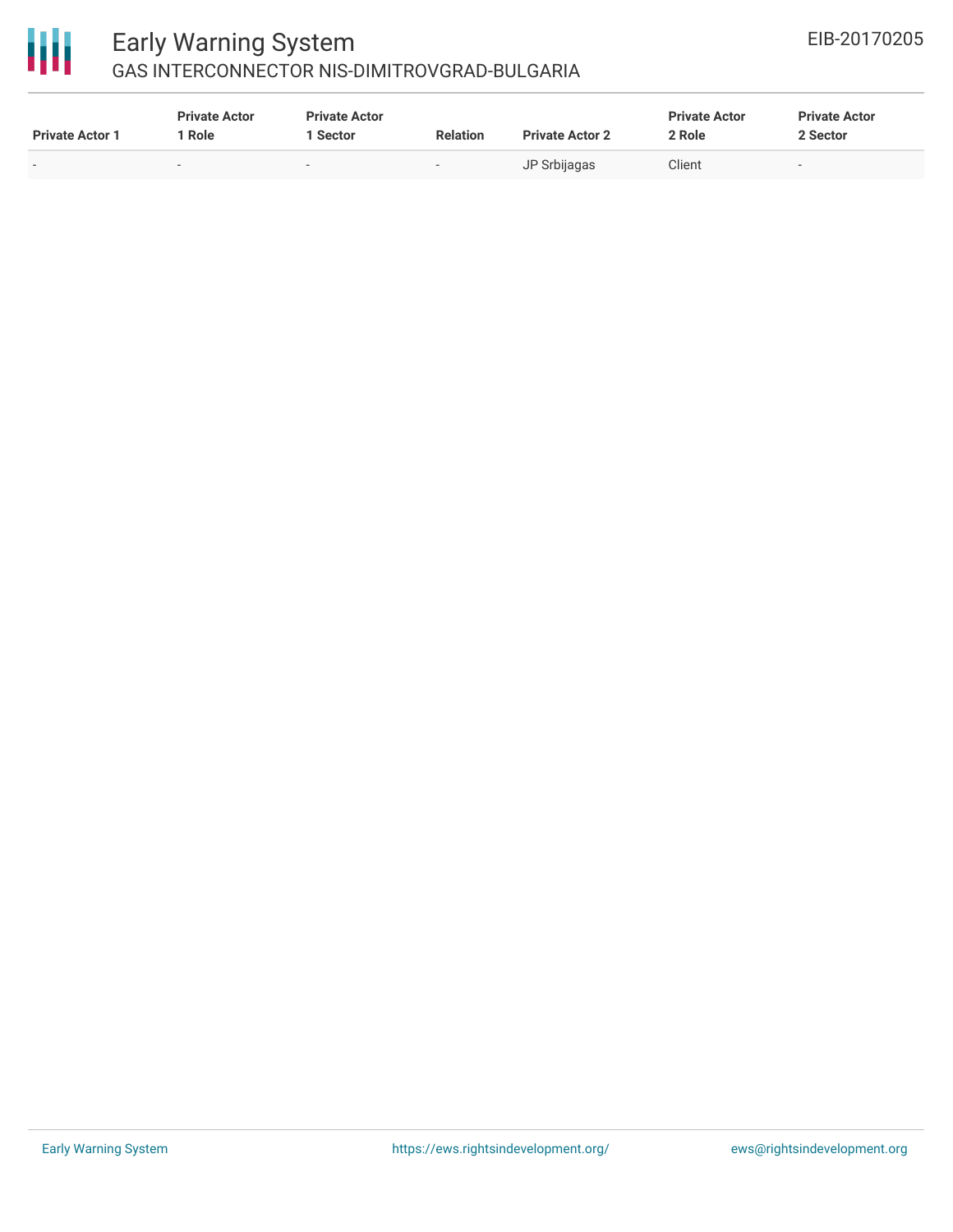| Private Actor 1 | Private Actor 1 Role | Private Actor 1 Sector | Relation | Private Actor 2 | Private Actor 2 Role | Private Actor 2 Sector |
|---|---|---|---|---|---|---|
| - | - | - | - | JP Srbijagas | Client | - |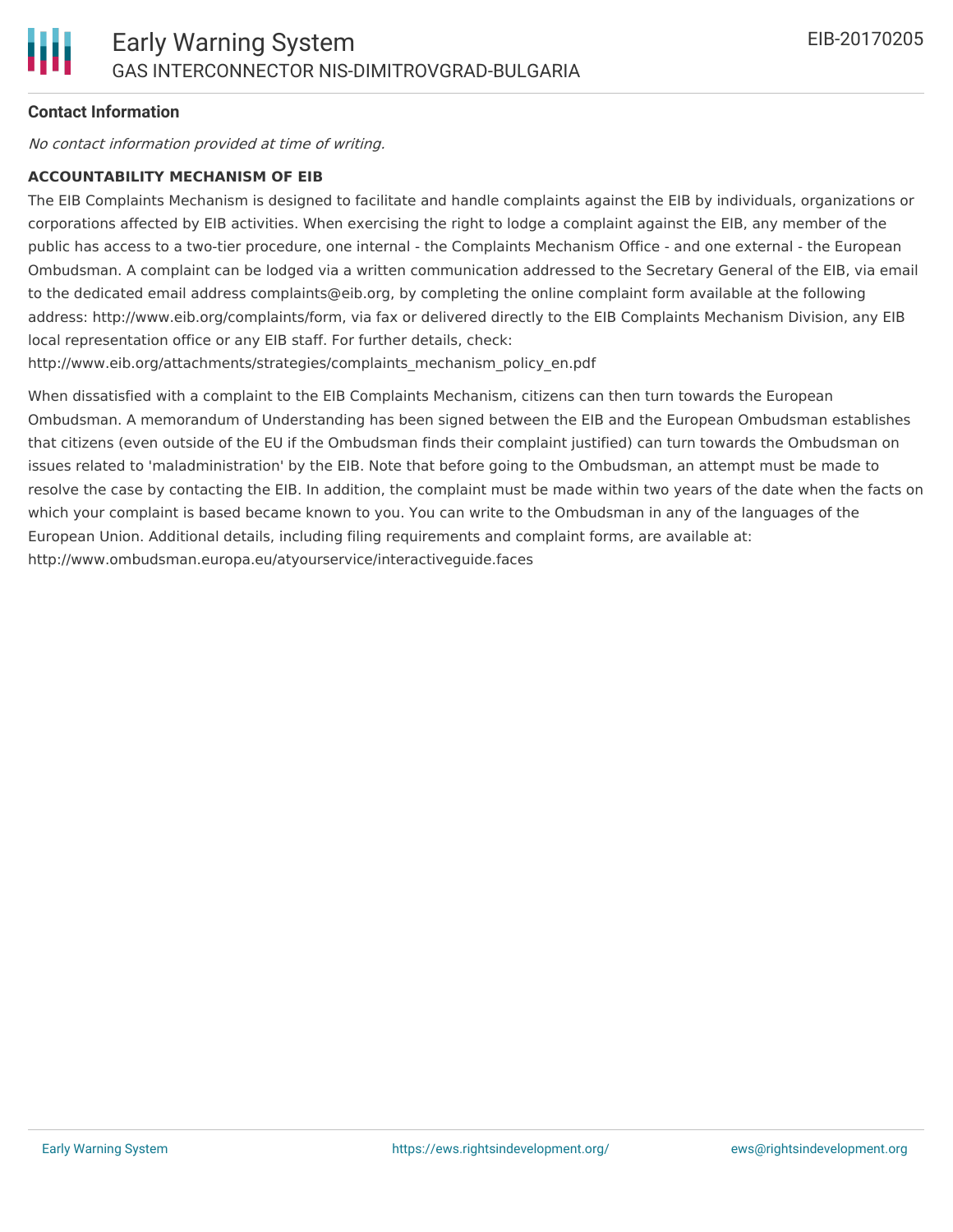**Contact Information**

*No contact information provided at time of writing.*

**ACCOUNTABILITY MECHANISM OF EIB**

The EIB Complaints Mechanism is designed to facilitate and handle complaints against the EIB by individuals, organizations or corporations affected by EIB activities. When exercising the right to lodge a complaint against the EIB, any member of the public has access to a two-tier procedure, one internal - the Complaints Mechanism Office - and one external - the European Ombudsman. A complaint can be lodged via a written communication addressed to the Secretary General of the EIB, via email to the dedicated email address complaints@eib.org, by completing the online complaint form available at the following address: http://www.eib.org/complaints/form, via fax or delivered directly to the EIB Complaints Mechanism Division, any EIB local representation office or any EIB staff. For further details, check: http://www.eib.org/attachments/strategies/complaints_mechanism_policy_en.pdf

When dissatisfied with a complaint to the EIB Complaints Mechanism, citizens can then turn towards the European Ombudsman. A memorandum of Understanding has been signed between the EIB and the European Ombudsman establishes that citizens (even outside of the EU if the Ombudsman finds their complaint justified) can turn towards the Ombudsman on issues related to 'maladministration' by the EIB. Note that before going to the Ombudsman, an attempt must be made to resolve the case by contacting the EIB. In addition, the complaint must be made within two years of the date when the facts on which your complaint is based became known to you. You can write to the Ombudsman in any of the languages of the European Union. Additional details, including filing requirements and complaint forms, are available at: http://www.ombudsman.europa.eu/atyourservice/interactiveguide.faces